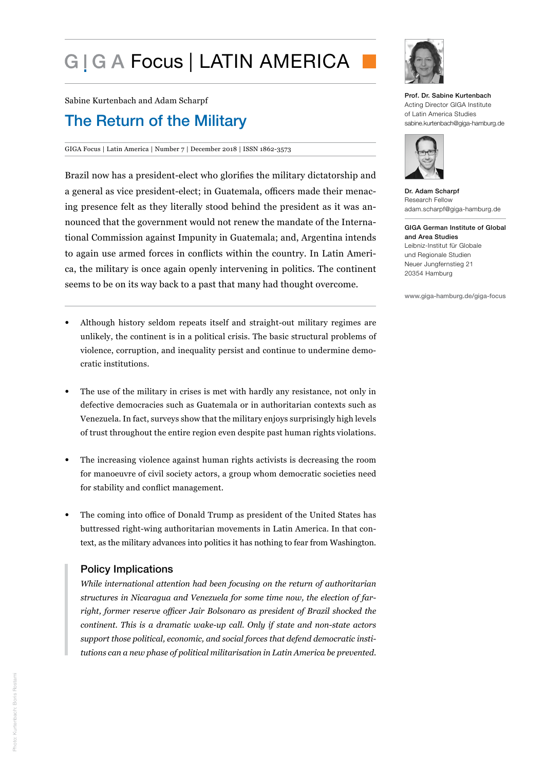# GIGA Focus | LATIN AMERICA

Sabine Kurtenbach and Adam Scharpf

## The Return of the Military

GIGA Focus | Latin America | Number 7 | December 2018 | ISSN 1862-3573

Brazil now has a president-elect who glorifies the military dictatorship and a general as vice president-elect; in Guatemala, officers made their menacing presence felt as they literally stood behind the president as it was announced that the government would not renew the mandate of the International Commission against Impunity in Guatemala; and, Argentina intends to again use armed forces in conflicts within the country. In Latin America, the military is once again openly intervening in politics. The continent seems to be on its way back to a past that many had thought overcome.

- Although history seldom repeats itself and straight-out military regimes are unlikely, the continent is in a political crisis. The basic structural problems of violence, corruption, and inequality persist and continue to undermine democratic institutions.
- The use of the military in crises is met with hardly any resistance, not only in defective democracies such as Guatemala or in authoritarian contexts such as Venezuela. In fact, surveys show that the military enjoys surprisingly high levels of trust throughout the entire region even despite past human rights violations.
- The increasing violence against human rights activists is decreasing the room for manoeuvre of civil society actors, a group whom democratic societies need for stability and conflict management.
- The coming into office of Donald Trump as president of the United States has buttressed right-wing authoritarian movements in Latin America. In that context, as the military advances into politics it has nothing to fear from Washington.

### Policy Implications

*While international attention had been focusing on the return of authoritarian structures in Nicaragua and Venezuela for some time now, the election of far-right, former reserve officer Jair Bolsonaro as president of Brazil shocked the continent. This is a dramatic wake-up call. Only if state and non-state actors support those political, economic, and social forces that defend democratic institutions can a new phase of political militarisation in Latin America be prevented.*

**Prof. Dr. Sabine Kurtenbach**
Acting Director GIGA Institute of Latin America Studies
sabine.kurtenbach@giga-hamburg.de

**Dr. Adam Scharpf**
Research Fellow
adam.scharpf@giga-hamburg.de

**GIGA German Institute of Global and Area Studies**
Leibniz-Institut für Globale und Regionale Studien
Neuer Jungfernstieg 21
20354 Hamburg

www.giga-hamburg.de/giga-focus

Photo: Kurtenbach: Boris Rostami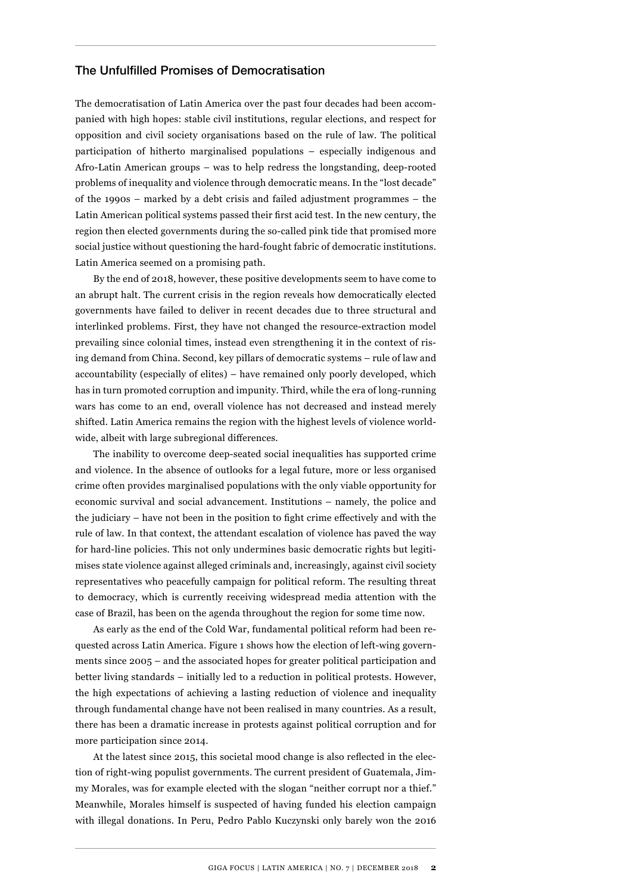## The Unfulfilled Promises of Democratisation

The democratisation of Latin America over the past four decades had been accompanied with high hopes: stable civil institutions, regular elections, and respect for opposition and civil society organisations based on the rule of law. The political participation of hitherto marginalised populations – especially indigenous and Afro-Latin American groups – was to help redress the longstanding, deep-rooted problems of inequality and violence through democratic means. In the "lost decade" of the 1990s – marked by a debt crisis and failed adjustment programmes – the Latin American political systems passed their first acid test. In the new century, the region then elected governments during the so-called pink tide that promised more social justice without questioning the hard-fought fabric of democratic institutions. Latin America seemed on a promising path.

By the end of 2018, however, these positive developments seem to have come to an abrupt halt. The current crisis in the region reveals how democratically elected governments have failed to deliver in recent decades due to three structural and interlinked problems. First, they have not changed the resource-extraction model prevailing since colonial times, instead even strengthening it in the context of rising demand from China. Second, key pillars of democratic systems – rule of law and accountability (especially of elites) – have remained only poorly developed, which has in turn promoted corruption and impunity. Third, while the era of long-running wars has come to an end, overall violence has not decreased and instead merely shifted. Latin America remains the region with the highest levels of violence worldwide, albeit with large subregional differences.

The inability to overcome deep-seated social inequalities has supported crime and violence. In the absence of outlooks for a legal future, more or less organised crime often provides marginalised populations with the only viable opportunity for economic survival and social advancement. Institutions – namely, the police and the judiciary – have not been in the position to fight crime effectively and with the rule of law. In that context, the attendant escalation of violence has paved the way for hard-line policies. This not only undermines basic democratic rights but legitimises state violence against alleged criminals and, increasingly, against civil society representatives who peacefully campaign for political reform. The resulting threat to democracy, which is currently receiving widespread media attention with the case of Brazil, has been on the agenda throughout the region for some time now.

As early as the end of the Cold War, fundamental political reform had been requested across Latin America. Figure 1 shows how the election of left-wing governments since 2005 – and the associated hopes for greater political participation and better living standards – initially led to a reduction in political protests. However, the high expectations of achieving a lasting reduction of violence and inequality through fundamental change have not been realised in many countries. As a result, there has been a dramatic increase in protests against political corruption and for more participation since 2014.

At the latest since 2015, this societal mood change is also reflected in the election of right-wing populist governments. The current president of Guatemala, Jimmy Morales, was for example elected with the slogan "neither corrupt nor a thief." Meanwhile, Morales himself is suspected of having funded his election campaign with illegal donations. In Peru, Pedro Pablo Kuczynski only barely won the 2016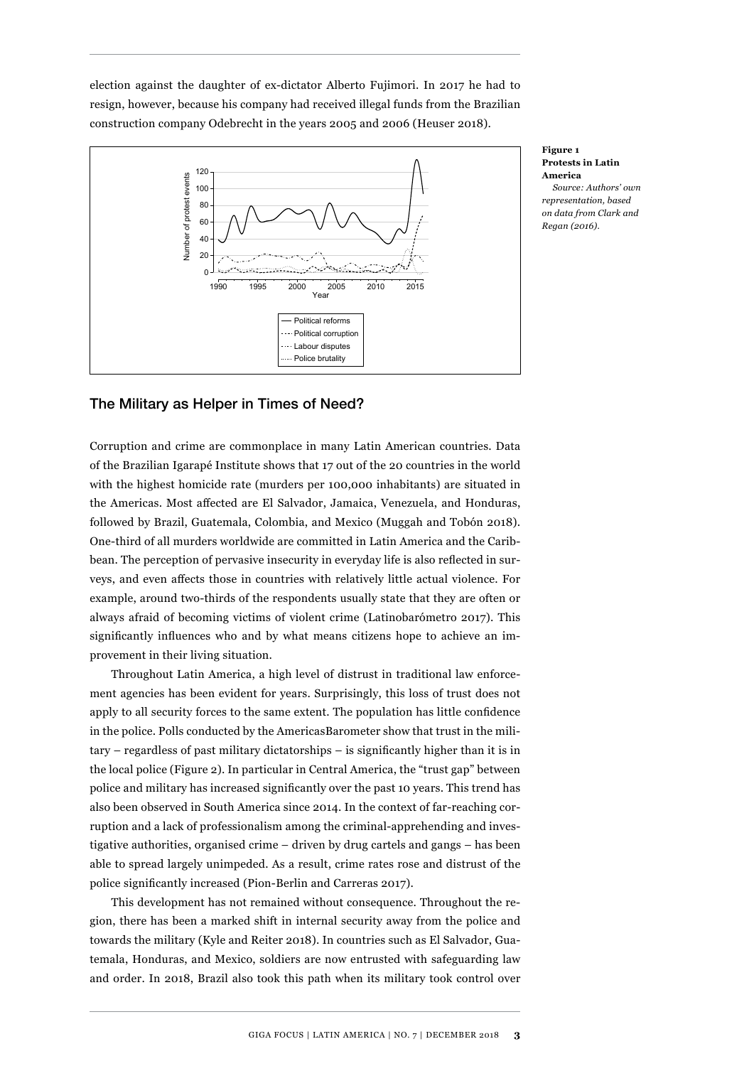election against the daughter of ex-dictator Alberto Fujimori. In 2017 he had to resign, however, because his company had received illegal funds from the Brazilian construction company Odebrecht in the years 2005 and 2006 (Heuser 2018).

**Figure 1**
**Protests in Latin America**

*Source: Authors' own representation, based on data from Clark and Regan (2016).*

## The Military as Helper in Times of Need?

Corruption and crime are commonplace in many Latin American countries. Data of the Brazilian Igarapé Institute shows that 17 out of the 20 countries in the world with the highest homicide rate (murders per 100,000 inhabitants) are situated in the Americas. Most affected are El Salvador, Jamaica, Venezuela, and Honduras, followed by Brazil, Guatemala, Colombia, and Mexico (Muggah and Tobón 2018). One-third of all murders worldwide are committed in Latin America and the Caribbean. The perception of pervasive insecurity in everyday life is also reflected in surveys, and even affects those in countries with relatively little actual violence. For example, around two-thirds of the respondents usually state that they are often or always afraid of becoming victims of violent crime (Latinobarómetro 2017). This significantly influences who and by what means citizens hope to achieve an improvement in their living situation.

Throughout Latin America, a high level of distrust in traditional law enforcement agencies has been evident for years. Surprisingly, this loss of trust does not apply to all security forces to the same extent. The population has little confidence in the police. Polls conducted by the AmericasBarometer show that trust in the military – regardless of past military dictatorships – is significantly higher than it is in the local police (Figure 2). In particular in Central America, the "trust gap" between police and military has increased significantly over the past 10 years. This trend has also been observed in South America since 2014. In the context of far-reaching corruption and a lack of professionalism among the criminal-apprehending and investigative authorities, organised crime – driven by drug cartels and gangs – has been able to spread largely unimpeded. As a result, crime rates rose and distrust of the police significantly increased (Pion-Berlin and Carreras 2017).

This development has not remained without consequence. Throughout the region, there has been a marked shift in internal security away from the police and towards the military (Kyle and Reiter 2018). In countries such as El Salvador, Guatemala, Honduras, and Mexico, soldiers are now entrusted with safeguarding law and order. In 2018, Brazil also took this path when its military took control over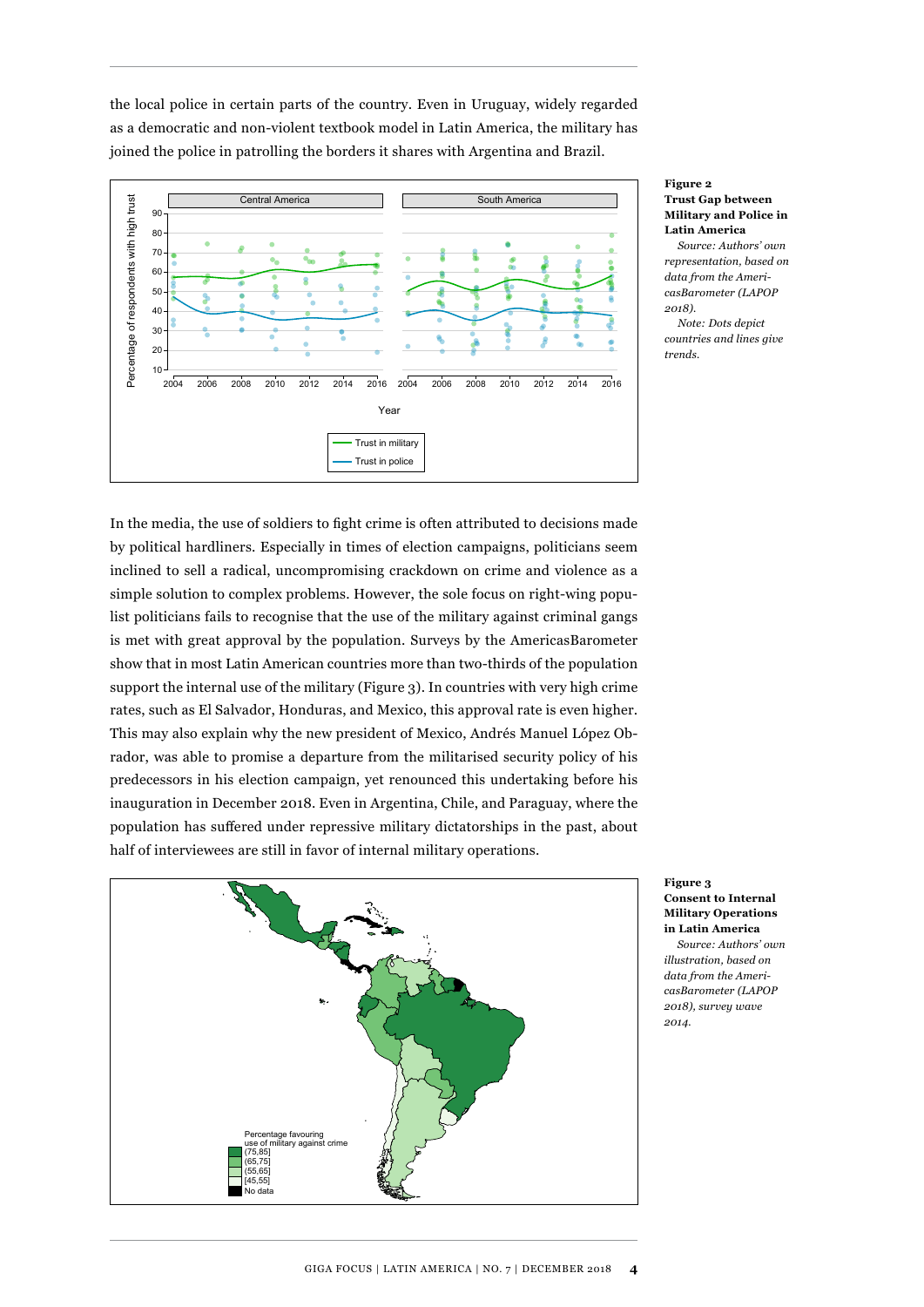the local police in certain parts of the country. Even in Uruguay, widely regarded as a democratic and non-violent textbook model in Latin America, the military has joined the police in patrolling the borders it shares with Argentina and Brazil.

**Figure 2**
**Trust Gap between Military and Police in Latin America**

*Source: Authors' own representation, based on data from the AmericasBarometer (LAPOP 2018).*

*Note: Dots depict countries and lines give trends.*

In the media, the use of soldiers to fight crime is often attributed to decisions made by political hardliners. Especially in times of election campaigns, politicians seem inclined to sell a radical, uncompromising crackdown on crime and violence as a simple solution to complex problems. However, the sole focus on right-wing populist politicians fails to recognise that the use of the military against criminal gangs is met with great approval by the population. Surveys by the AmericasBarometer show that in most Latin American countries more than two-thirds of the population support the internal use of the military (Figure 3). In countries with very high crime rates, such as El Salvador, Honduras, and Mexico, this approval rate is even higher. This may also explain why the new president of Mexico, Andrés Manuel López Obrador, was able to promise a departure from the militarised security policy of his predecessors in his election campaign, yet renounced this undertaking before his inauguration in December 2018. Even in Argentina, Chile, and Paraguay, where the population has suffered under repressive military dictatorships in the past, about half of interviewees are still in favor of internal military operations.

**Figure 3**
**Consent to Internal Military Operations in Latin America**

*Source: Authors' own illustration, based on data from the AmericasBarometer (LAPOP 2018), survey wave 2014.*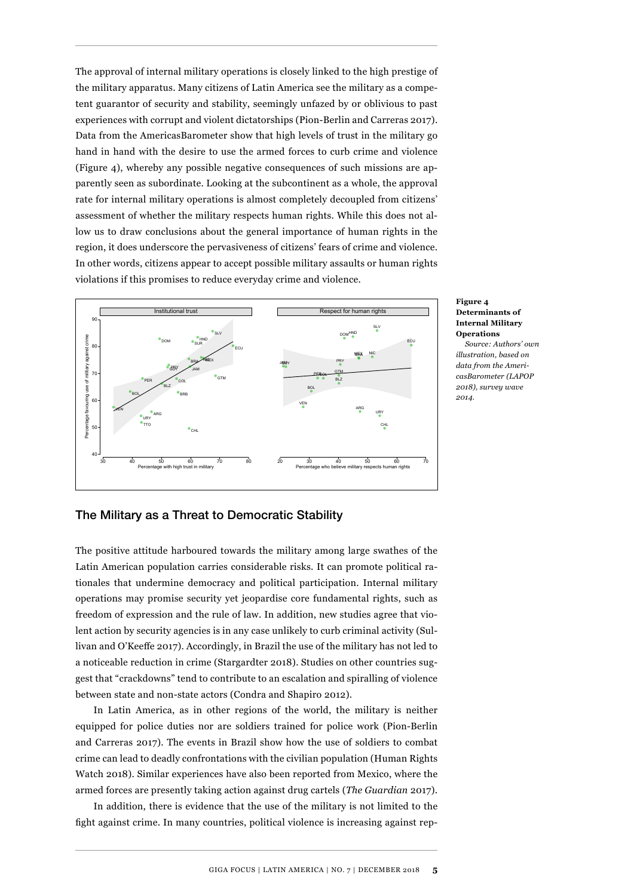The approval of internal military operations is closely linked to the high prestige of the military apparatus. Many citizens of Latin America see the military as a competent guarantor of security and stability, seemingly unfazed by or oblivious to past experiences with corrupt and violent dictatorships (Pion-Berlin and Carreras 2017). Data from the AmericasBarometer show that high levels of trust in the military go hand in hand with the desire to use the armed forces to curb crime and violence (Figure 4), whereby any possible negative consequences of such missions are apparently seen as subordinate. Looking at the subcontinent as a whole, the approval rate for internal military operations is almost completely decoupled from citizens' assessment of whether the military respects human rights. While this does not allow us to draw conclusions about the general importance of human rights in the region, it does underscore the pervasiveness of citizens' fears of crime and violence. In other words, citizens appear to accept possible military assaults or human rights violations if this promises to reduce everyday crime and violence.

**Figure 4**
**Determinants of Internal Military Operations**

*Source: Authors' own illustration, based on data from the AmericasBarometer (LAPOP 2018), survey wave 2014.*

## The Military as a Threat to Democratic Stability

The positive attitude harboured towards the military among large swathes of the Latin American population carries considerable risks. It can promote political rationales that undermine democracy and political participation. Internal military operations may promise security yet jeopardise core fundamental rights, such as freedom of expression and the rule of law. In addition, new studies agree that violent action by security agencies is in any case unlikely to curb criminal activity (Sullivan and O'Keeffe 2017). Accordingly, in Brazil the use of the military has not led to a noticeable reduction in crime (Stargardter 2018). Studies on other countries suggest that "crackdowns" tend to contribute to an escalation and spiralling of violence between state and non-state actors (Condra and Shapiro 2012).

In Latin America, as in other regions of the world, the military is neither equipped for police duties nor are soldiers trained for police work (Pion-Berlin and Carreras 2017). The events in Brazil show how the use of soldiers to combat crime can lead to deadly confrontations with the civilian population (Human Rights Watch 2018). Similar experiences have also been reported from Mexico, where the armed forces are presently taking action against drug cartels (*The Guardian* 2017).

In addition, there is evidence that the use of the military is not limited to the fight against crime. In many countries, political violence is increasing against rep-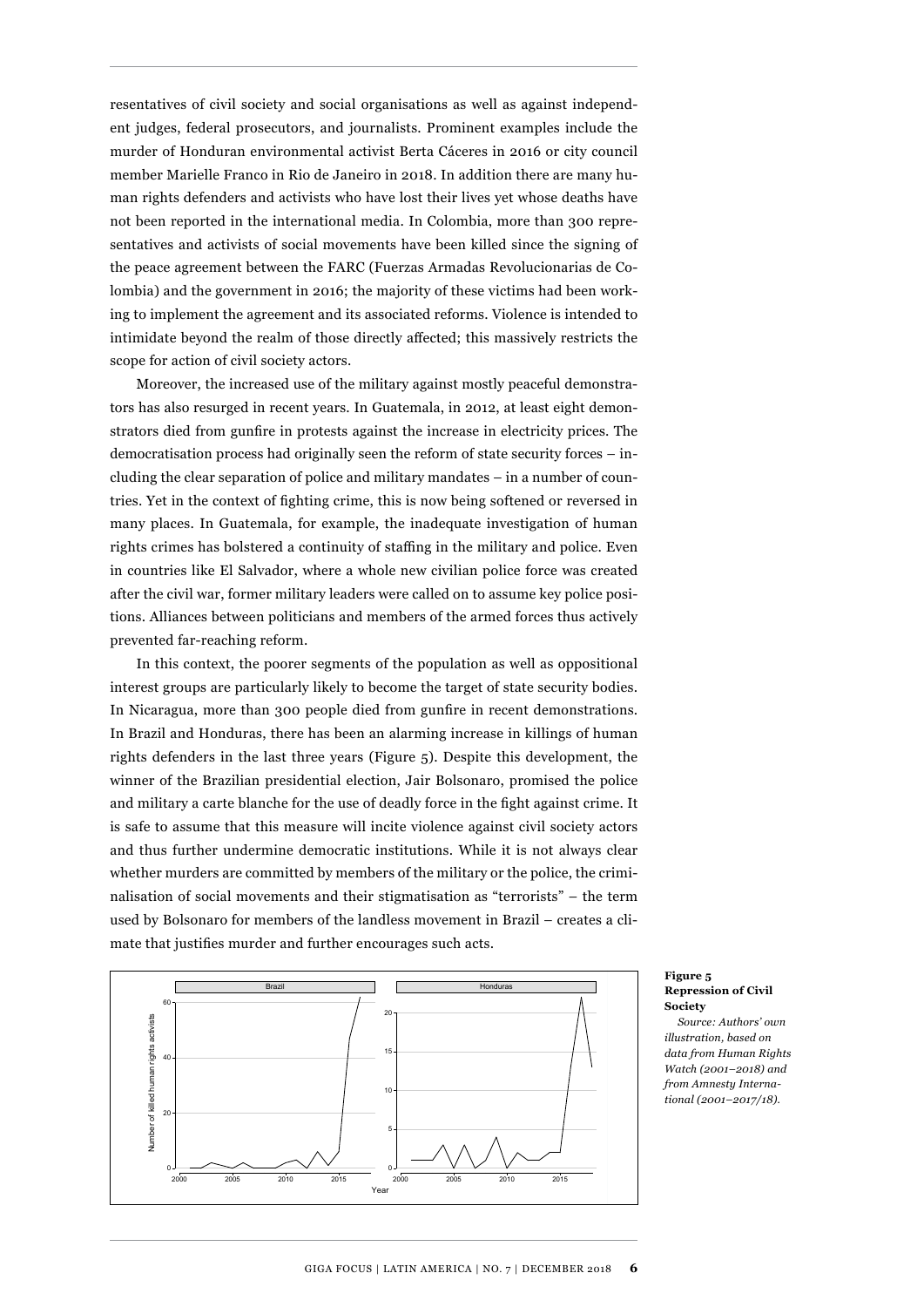resentatives of civil society and social organisations as well as against independent judges, federal prosecutors, and journalists. Prominent examples include the murder of Honduran environmental activist Berta Cáceres in 2016 or city council member Marielle Franco in Rio de Janeiro in 2018. In addition there are many human rights defenders and activists who have lost their lives yet whose deaths have not been reported in the international media. In Colombia, more than 300 representatives and activists of social movements have been killed since the signing of the peace agreement between the FARC (Fuerzas Armadas Revolucionarias de Colombia) and the government in 2016; the majority of these victims had been working to implement the agreement and its associated reforms. Violence is intended to intimidate beyond the realm of those directly affected; this massively restricts the scope for action of civil society actors.

Moreover, the increased use of the military against mostly peaceful demonstrators has also resurged in recent years. In Guatemala, in 2012, at least eight demonstrators died from gunfire in protests against the increase in electricity prices. The democratisation process had originally seen the reform of state security forces – including the clear separation of police and military mandates – in a number of countries. Yet in the context of fighting crime, this is now being softened or reversed in many places. In Guatemala, for example, the inadequate investigation of human rights crimes has bolstered a continuity of staffing in the military and police. Even in countries like El Salvador, where a whole new civilian police force was created after the civil war, former military leaders were called on to assume key police positions. Alliances between politicians and members of the armed forces thus actively prevented far-reaching reform.

In this context, the poorer segments of the population as well as oppositional interest groups are particularly likely to become the target of state security bodies. In Nicaragua, more than 300 people died from gunfire in recent demonstrations. In Brazil and Honduras, there has been an alarming increase in killings of human rights defenders in the last three years (Figure 5). Despite this development, the winner of the Brazilian presidential election, Jair Bolsonaro, promised the police and military a carte blanche for the use of deadly force in the fight against crime. It is safe to assume that this measure will incite violence against civil society actors and thus further undermine democratic institutions. While it is not always clear whether murders are committed by members of the military or the police, the criminalisation of social movements and their stigmatisation as "terrorists" – the term used by Bolsonaro for members of the landless movement in Brazil – creates a climate that justifies murder and further encourages such acts.

**Figure 5**
**Repression of Civil Society**

*Source: Authors' own illustration, based on data from Human Rights Watch (2001–2018) and from Amnesty International (2001–2017/18).*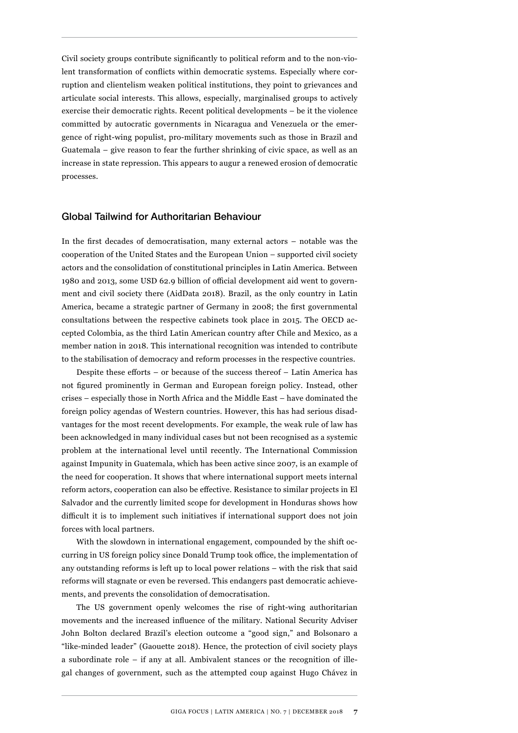Civil society groups contribute significantly to political reform and to the non-violent transformation of conflicts within democratic systems. Especially where corruption and clientelism weaken political institutions, they point to grievances and articulate social interests. This allows, especially, marginalised groups to actively exercise their democratic rights. Recent political developments – be it the violence committed by autocratic governments in Nicaragua and Venezuela or the emergence of right-wing populist, pro-military movements such as those in Brazil and Guatemala – give reason to fear the further shrinking of civic space, as well as an increase in state repression. This appears to augur a renewed erosion of democratic processes.

## Global Tailwind for Authoritarian Behaviour

In the first decades of democratisation, many external actors – notable was the cooperation of the United States and the European Union – supported civil society actors and the consolidation of constitutional principles in Latin America. Between 1980 and 2013, some USD 62.9 billion of official development aid went to government and civil society there (AidData 2018). Brazil, as the only country in Latin America, became a strategic partner of Germany in 2008; the first governmental consultations between the respective cabinets took place in 2015. The OECD accepted Colombia, as the third Latin American country after Chile and Mexico, as a member nation in 2018. This international recognition was intended to contribute to the stabilisation of democracy and reform processes in the respective countries.

Despite these efforts – or because of the success thereof – Latin America has not figured prominently in German and European foreign policy. Instead, other crises – especially those in North Africa and the Middle East – have dominated the foreign policy agendas of Western countries. However, this has had serious disadvantages for the most recent developments. For example, the weak rule of law has been acknowledged in many individual cases but not been recognised as a systemic problem at the international level until recently. The International Commission against Impunity in Guatemala, which has been active since 2007, is an example of the need for cooperation. It shows that where international support meets internal reform actors, cooperation can also be effective. Resistance to similar projects in El Salvador and the currently limited scope for development in Honduras shows how difficult it is to implement such initiatives if international support does not join forces with local partners.

With the slowdown in international engagement, compounded by the shift occurring in US foreign policy since Donald Trump took office, the implementation of any outstanding reforms is left up to local power relations – with the risk that said reforms will stagnate or even be reversed. This endangers past democratic achievements, and prevents the consolidation of democratisation.

The US government openly welcomes the rise of right-wing authoritarian movements and the increased influence of the military. National Security Adviser John Bolton declared Brazil's election outcome a "good sign," and Bolsonaro a "like-minded leader" (Gaouette 2018). Hence, the protection of civil society plays a subordinate role – if any at all. Ambivalent stances or the recognition of illegal changes of government, such as the attempted coup against Hugo Chávez in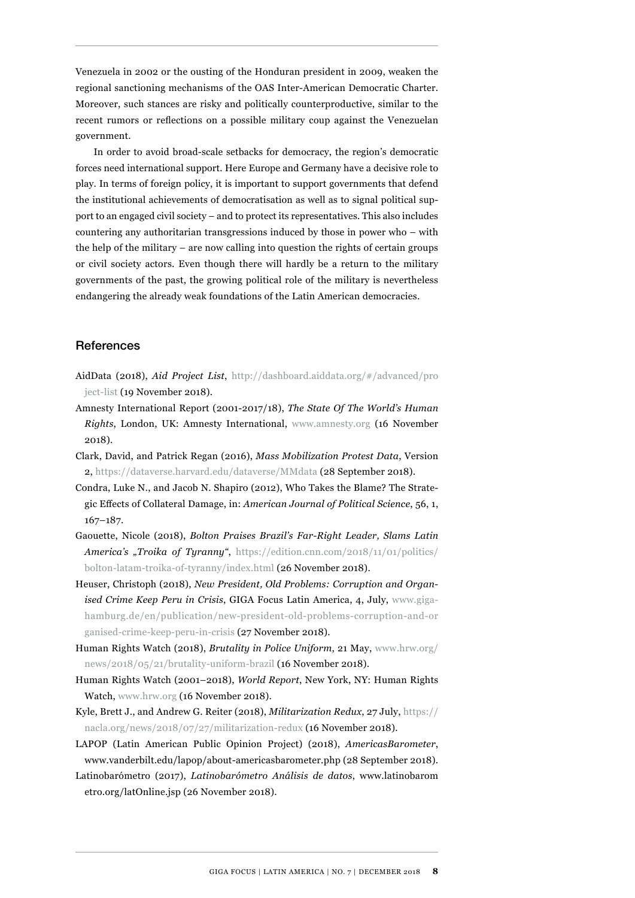Venezuela in 2002 or the ousting of the Honduran president in 2009, weaken the regional sanctioning mechanisms of the OAS Inter-American Democratic Charter. Moreover, such stances are risky and politically counterproductive, similar to the recent rumors or reflections on a possible military coup against the Venezuelan government.

In order to avoid broad-scale setbacks for democracy, the region's democratic forces need international support. Here Europe and Germany have a decisive role to play. In terms of foreign policy, it is important to support governments that defend the institutional achievements of democratisation as well as to signal political support to an engaged civil society – and to protect its representatives. This also includes countering any authoritarian transgressions induced by those in power who – with the help of the military – are now calling into question the rights of certain groups or civil society actors. Even though there will hardly be a return to the military governments of the past, the growing political role of the military is nevertheless endangering the already weak foundations of the Latin American democracies.

## References

AidData (2018), *Aid Project List*, http://dashboard.aiddata.org/#/advanced/project-list (19 November 2018).

Amnesty International Report (2001-2017/18), *The State Of The World's Human Rights*, London, UK: Amnesty International, www.amnesty.org (16 November 2018).

Clark, David, and Patrick Regan (2016), *Mass Mobilization Protest Data*, Version 2, https://dataverse.harvard.edu/dataverse/MMdata (28 September 2018).

Condra, Luke N., and Jacob N. Shapiro (2012), Who Takes the Blame? The Strategic Effects of Collateral Damage, in: *American Journal of Political Science*, 56, 1, 167–187.

Gaouette, Nicole (2018), *Bolton Praises Brazil's Far-Right Leader, Slams Latin America's „Troika of Tyranny"*, https://edition.cnn.com/2018/11/01/politics/bolton-latam-troika-of-tyranny/index.html (26 November 2018).

Heuser, Christoph (2018), *New President, Old Problems: Corruption and Organised Crime Keep Peru in Crisis*, GIGA Focus Latin America, 4, July, www.giga-hamburg.de/en/publication/new-president-old-problems-corruption-and-organised-crime-keep-peru-in-crisis (27 November 2018).

Human Rights Watch (2018), *Brutality in Police Uniform*, 21 May, www.hrw.org/news/2018/05/21/brutality-uniform-brazil (16 November 2018).

Human Rights Watch (2001–2018), *World Report*, New York, NY: Human Rights Watch, www.hrw.org (16 November 2018).

Kyle, Brett J., and Andrew G. Reiter (2018), *Militarization Redux*, 27 July, https://nacla.org/news/2018/07/27/militarization-redux (16 November 2018).

LAPOP (Latin American Public Opinion Project) (2018), *AmericasBarometer*, www.vanderbilt.edu/lapop/about-americasbarometer.php (28 September 2018).

Latinobarómetro (2017), *Latinobarómetro Análisis de datos*, www.latinobarometro.org/latOnline.jsp (26 November 2018).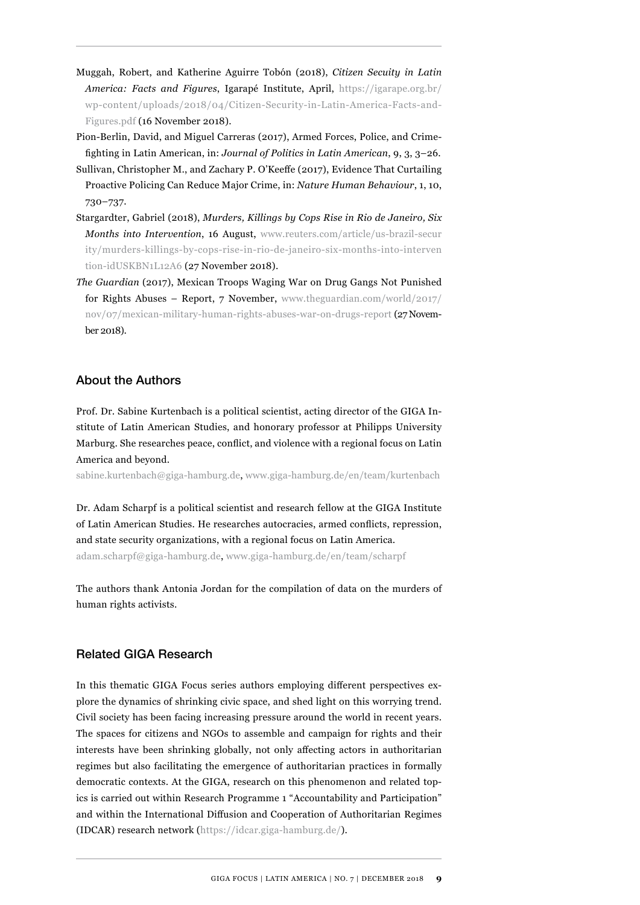Muggah, Robert, and Katherine Aguirre Tobón (2018), *Citizen Secuity in Latin America: Facts and Figures*, Igarapé Institute, April, https://igarape.org.br/wp-content/uploads/2018/04/Citizen-Security-in-Latin-America-Facts-and-Figures.pdf (16 November 2018).

Pion-Berlin, David, and Miguel Carreras (2017), Armed Forces, Police, and Crime-fighting in Latin American, in: *Journal of Politics in Latin American*, 9, 3, 3–26.

Sullivan, Christopher M., and Zachary P. O'Keeffe (2017), Evidence That Curtailing Proactive Policing Can Reduce Major Crime, in: *Nature Human Behaviour*, 1, 10, 730–737.

Stargardter, Gabriel (2018), *Murders, Killings by Cops Rise in Rio de Janeiro, Six Months into Intervention*, 16 August, www.reuters.com/article/us-brazil-security/murders-killings-by-cops-rise-in-rio-de-janeiro-six-months-into-intervention-idUSKBN1L12A6 (27 November 2018).

*The Guardian* (2017), Mexican Troops Waging War on Drug Gangs Not Punished for Rights Abuses – Report, 7 November, www.theguardian.com/world/2017/nov/07/mexican-military-human-rights-abuses-war-on-drugs-report (27 November 2018).

## About the Authors

Prof. Dr. Sabine Kurtenbach is a political scientist, acting director of the GIGA Institute of Latin American Studies, and honorary professor at Philipps University Marburg. She researches peace, conflict, and violence with a regional focus on Latin America and beyond.

sabine.kurtenbach@giga-hamburg.de, www.giga-hamburg.de/en/team/kurtenbach

Dr. Adam Scharpf is a political scientist and research fellow at the GIGA Institute of Latin American Studies. He researches autocracies, armed conflicts, repression, and state security organizations, with a regional focus on Latin America.

adam.scharpf@giga-hamburg.de, www.giga-hamburg.de/en/team/scharpf

The authors thank Antonia Jordan for the compilation of data on the murders of human rights activists.

## Related GIGA Research

In this thematic GIGA Focus series authors employing different perspectives explore the dynamics of shrinking civic space, and shed light on this worrying trend. Civil society has been facing increasing pressure around the world in recent years. The spaces for citizens and NGOs to assemble and campaign for rights and their interests have been shrinking globally, not only affecting actors in authoritarian regimes but also facilitating the emergence of authoritarian practices in formally democratic contexts. At the GIGA, research on this phenomenon and related topics is carried out within Research Programme 1 "Accountability and Participation" and within the International Diffusion and Cooperation of Authoritarian Regimes (IDCAR) research network (https://idcar.giga-hamburg.de/).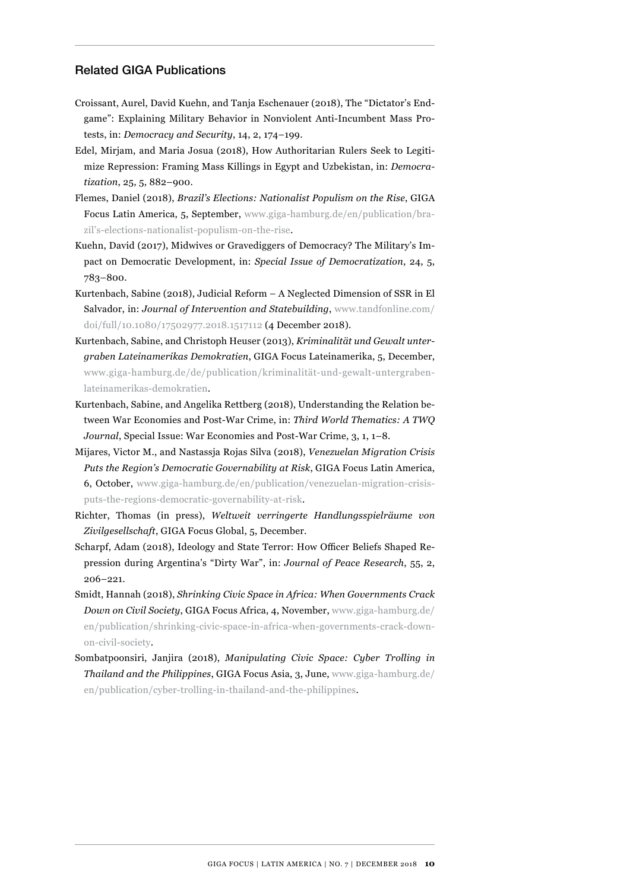## Related GIGA Publications

Croissant, Aurel, David Kuehn, and Tanja Eschenauer (2018), The "Dictator's Endgame": Explaining Military Behavior in Nonviolent Anti-Incumbent Mass Protests, in: *Democracy and Security*, 14, 2, 174–199.

Edel, Mirjam, and Maria Josua (2018), How Authoritarian Rulers Seek to Legitimize Repression: Framing Mass Killings in Egypt and Uzbekistan, in: *Democratization*, 25, 5, 882–900.

Flemes, Daniel (2018), *Brazil's Elections: Nationalist Populism on the Rise*, GIGA Focus Latin America, 5, September, www.giga-hamburg.de/en/publication/brazil's-elections-nationalist-populism-on-the-rise.

Kuehn, David (2017), Midwives or Gravediggers of Democracy? The Military's Impact on Democratic Development, in: *Special Issue of Democratization*, 24, 5, 783–800.

Kurtenbach, Sabine (2018), Judicial Reform – A Neglected Dimension of SSR in El Salvador, in: *Journal of Intervention and Statebuilding*, www.tandfonline.com/doi/full/10.1080/17502977.2018.1517112 (4 December 2018).

Kurtenbach, Sabine, and Christoph Heuser (2013), *Kriminalität und Gewalt untergraben Lateinamerikas Demokratien*, GIGA Focus Lateinamerika, 5, December, www.giga-hamburg.de/de/publication/kriminalität-und-gewalt-untergraben-lateinamerikas-demokratien.

Kurtenbach, Sabine, and Angelika Rettberg (2018), Understanding the Relation between War Economies and Post-War Crime, in: *Third World Thematics: A TWQ Journal*, Special Issue: War Economies and Post-War Crime, 3, 1, 1–8.

Mijares, Victor M., and Nastassja Rojas Silva (2018), *Venezuelan Migration Crisis Puts the Region's Democratic Governability at Risk*, GIGA Focus Latin America, 6, October, www.giga-hamburg.de/en/publication/venezuelan-migration-crisis-puts-the-regions-democratic-governability-at-risk.

Richter, Thomas (in press), *Weltweit verringerte Handlungsspielräume von Zivilgesellschaft*, GIGA Focus Global, 5, December.

Scharpf, Adam (2018), Ideology and State Terror: How Officer Beliefs Shaped Repression during Argentina's "Dirty War", in: *Journal of Peace Research*, 55, 2, 206–221.

Smidt, Hannah (2018), *Shrinking Civic Space in Africa: When Governments Crack Down on Civil Society*, GIGA Focus Africa, 4, November, www.giga-hamburg.de/en/publication/shrinking-civic-space-in-africa-when-governments-crack-down-on-civil-society.

Sombatpoonsiri, Janjira (2018), *Manipulating Civic Space: Cyber Trolling in Thailand and the Philippines*, GIGA Focus Asia, 3, June, www.giga-hamburg.de/en/publication/cyber-trolling-in-thailand-and-the-philippines.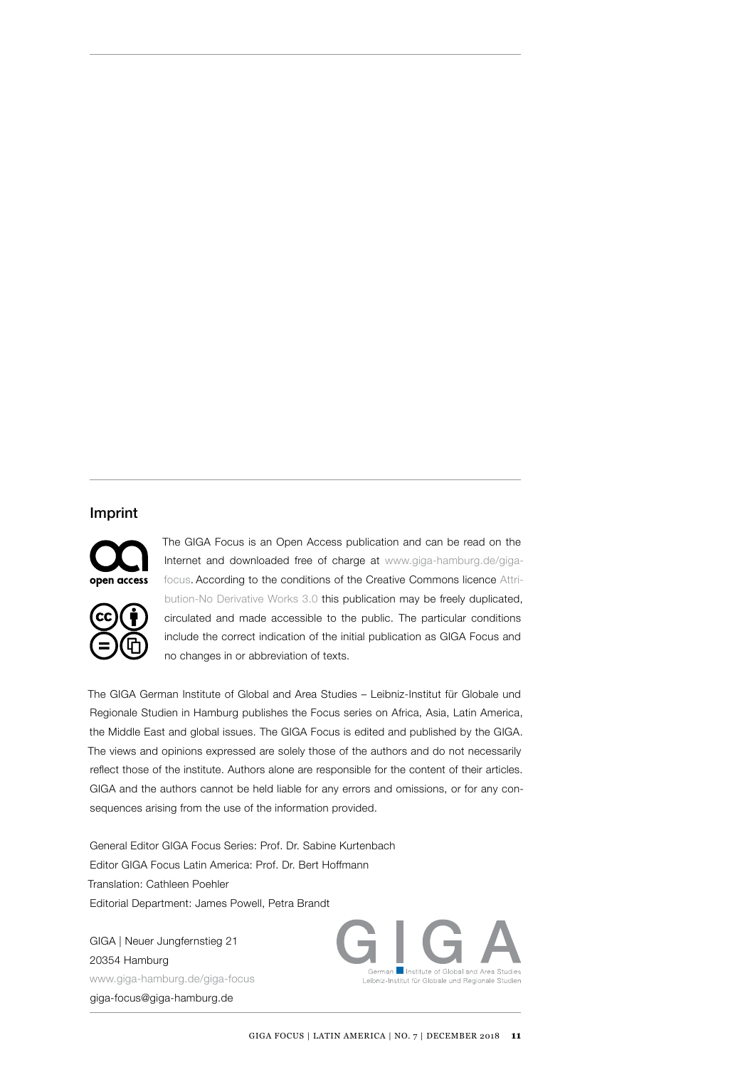## Imprint

The GIGA Focus is an Open Access publication and can be read on the Internet and downloaded free of charge at www.giga-hamburg.de/giga-focus. According to the conditions of the Creative Commons licence Attribution-No Derivative Works 3.0 this publication may be freely duplicated, circulated and made accessible to the public. The particular conditions include the correct indication of the initial publication as GIGA Focus and no changes in or abbreviation of texts.

The GIGA German Institute of Global and Area Studies – Leibniz-Institut für Globale und Regionale Studien in Hamburg publishes the Focus series on Africa, Asia, Latin America, the Middle East and global issues. The GIGA Focus is edited and published by the GIGA. The views and opinions expressed are solely those of the authors and do not necessarily reflect those of the institute. Authors alone are responsible for the content of their articles. GIGA and the authors cannot be held liable for any errors and omissions, or for any consequences arising from the use of the information provided.

General Editor GIGA Focus Series: Prof. Dr. Sabine Kurtenbach
Editor GIGA Focus Latin America: Prof. Dr. Bert Hoffmann
Translation: Cathleen Poehler
Editorial Department: James Powell, Petra Brandt

GIGA | Neuer Jungfernstieg 21
20354 Hamburg
www.giga-hamburg.de/giga-focus
giga-focus@giga-hamburg.de

GIGA
German Institute of Global and Area Studies
Leibniz-Institut für Globale und Regionale Studien